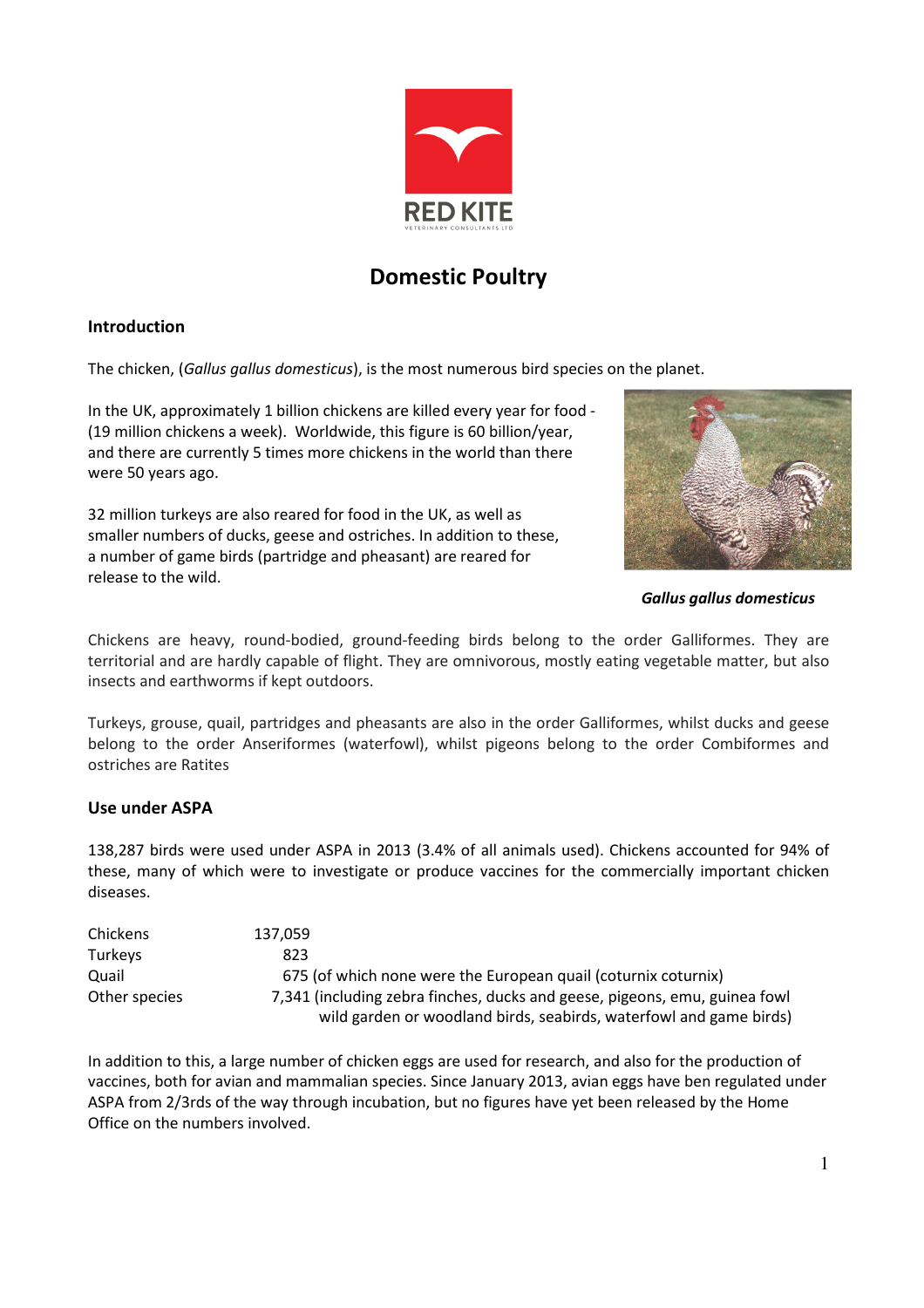# Domestic Poultry

## Introduction

The chicken, (*Gallus gallus domesticus*), is the most numerous bird species on the planet.

In the UK, approximately 1 billion chickens are killed every year for food - (19 million chickens a week). Worldwide, this figure is 60 billion/year, and there are currently 5 times more chickens in the world than there were 50 years ago.

32 million turkeys are also reared for food in the UK, as well as smaller numbers of ducks, geese and ostriches. In addition to these, a number of game birds (partridge and pheasant) are reared for release to the wild.

***Gallus gallus domesticus***

Chickens are heavy, round-bodied, ground-feeding birds belong to the order Galliformes. They are territorial and are hardly capable of flight. They are omnivorous, mostly eating vegetable matter, but also insects and earthworms if kept outdoors.

Turkeys, grouse, quail, partridges and pheasants are also in the order Galliformes, whilst ducks and geese belong to the order Anseriformes (waterfowl), whilst pigeons belong to the order Combiformes and ostriches are Ratites

## Use under ASPA

138,287 birds were used under ASPA in 2013 (3.4% of all animals used). Chickens accounted for 94% of these, many of which were to investigate or produce vaccines for the commercially important chicken diseases.

| | |
|---|---|
| Chickens | 137,059 |
| Turkeys | 823 |
| Quail | 675 (of which none were the European quail (coturnix coturnix) |
| Other species | 7,341 (including zebra finches, ducks and geese, pigeons, emu, guinea fowl wild garden or woodland birds, seabirds, waterfowl and game birds) |

In addition to this, a large number of chicken eggs are used for research, and also for the production of vaccines, both for avian and mammalian species. Since January 2013, avian eggs have ben regulated under ASPA from 2/3rds of the way through incubation, but no figures have yet been released by the Home Office on the numbers involved.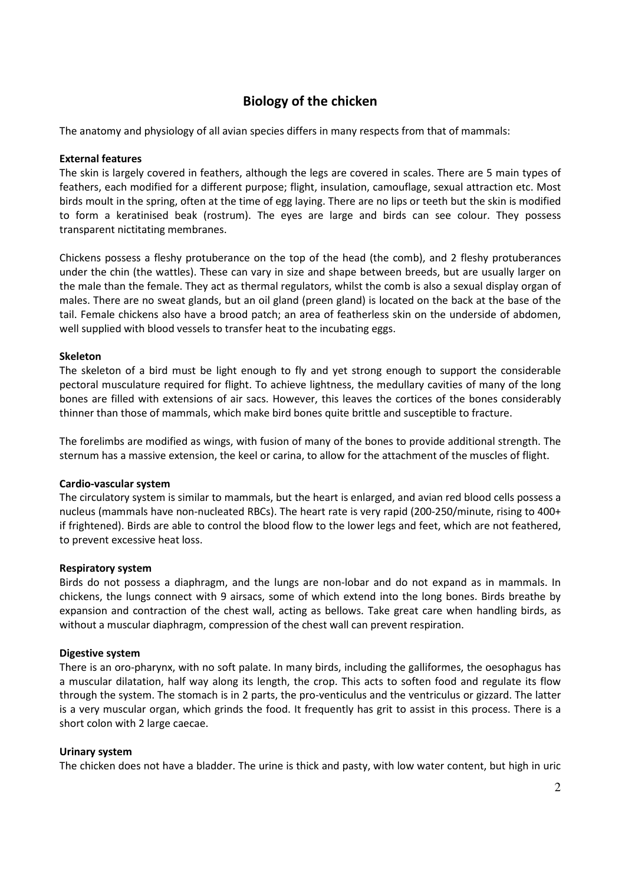# Biology of the chicken

The anatomy and physiology of all avian species differs in many respects from that of mammals:

**External features**
The skin is largely covered in feathers, although the legs are covered in scales. There are 5 main types of feathers, each modified for a different purpose; flight, insulation, camouflage, sexual attraction etc. Most birds moult in the spring, often at the time of egg laying. There are no lips or teeth but the skin is modified to form a keratinised beak (rostrum). The eyes are large and birds can see colour. They possess transparent nictitating membranes.

Chickens possess a fleshy protuberance on the top of the head (the comb), and 2 fleshy protuberances under the chin (the wattles). These can vary in size and shape between breeds, but are usually larger on the male than the female. They act as thermal regulators, whilst the comb is also a sexual display organ of males. There are no sweat glands, but an oil gland (preen gland) is located on the back at the base of the tail. Female chickens also have a brood patch; an area of featherless skin on the underside of abdomen, well supplied with blood vessels to transfer heat to the incubating eggs.

**Skeleton**
The skeleton of a bird must be light enough to fly and yet strong enough to support the considerable pectoral musculature required for flight. To achieve lightness, the medullary cavities of many of the long bones are filled with extensions of air sacs. However, this leaves the cortices of the bones considerably thinner than those of mammals, which make bird bones quite brittle and susceptible to fracture.

The forelimbs are modified as wings, with fusion of many of the bones to provide additional strength. The sternum has a massive extension, the keel or carina, to allow for the attachment of the muscles of flight.

**Cardio-vascular system**
The circulatory system is similar to mammals, but the heart is enlarged, and avian red blood cells possess a nucleus (mammals have non-nucleated RBCs). The heart rate is very rapid (200-250/minute, rising to 400+ if frightened). Birds are able to control the blood flow to the lower legs and feet, which are not feathered, to prevent excessive heat loss.

**Respiratory system**
Birds do not possess a diaphragm, and the lungs are non-lobar and do not expand as in mammals. In chickens, the lungs connect with 9 airsacs, some of which extend into the long bones. Birds breathe by expansion and contraction of the chest wall, acting as bellows. Take great care when handling birds, as without a muscular diaphragm, compression of the chest wall can prevent respiration.

**Digestive system**
There is an oro-pharynx, with no soft palate. In many birds, including the galliformes, the oesophagus has a muscular dilatation, half way along its length, the crop. This acts to soften food and regulate its flow through the system. The stomach is in 2 parts, the pro-venticulus and the ventriculus or gizzard. The latter is a very muscular organ, which grinds the food. It frequently has grit to assist in this process. There is a short colon with 2 large caecae.

**Urinary system**
The chicken does not have a bladder. The urine is thick and pasty, with low water content, but high in uric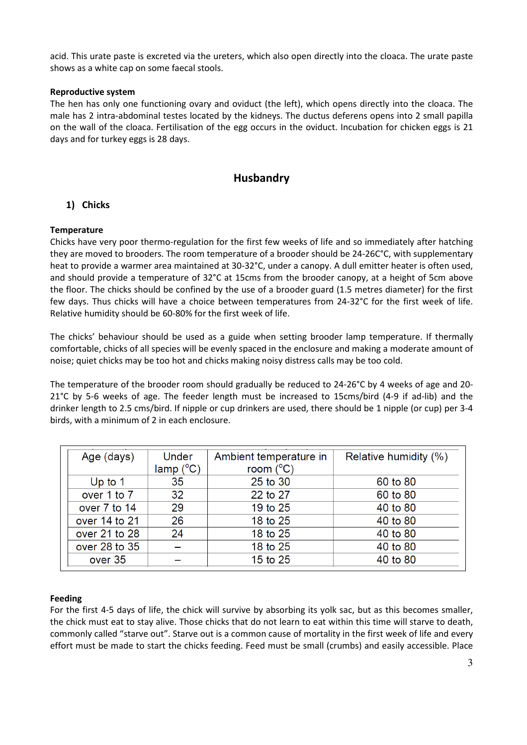acid. This urate paste is excreted via the ureters, which also open directly into the cloaca. The urate paste shows as a white cap on some faecal stools.

**Reproductive system**

The hen has only one functioning ovary and oviduct (the left), which opens directly into the cloaca. The male has 2 intra-abdominal testes located by the kidneys. The ductus deferens opens into 2 small papilla on the wall of the cloaca. Fertilisation of the egg occurs in the oviduct. Incubation for chicken eggs is 21 days and for turkey eggs is 28 days.

## Husbandry

### 1) Chicks

**Temperature**

Chicks have very poor thermo-regulation for the first few weeks of life and so immediately after hatching they are moved to brooders. The room temperature of a brooder should be 24-26C°C, with supplementary heat to provide a warmer area maintained at 30-32°C, under a canopy. A dull emitter heater is often used, and should provide a temperature of 32°C at 15cms from the brooder canopy, at a height of 5cm above the floor. The chicks should be confined by the use of a brooder guard (1.5 metres diameter) for the first few days. Thus chicks will have a choice between temperatures from 24-32°C for the first week of life. Relative humidity should be 60-80% for the first week of life.

The chicks' behaviour should be used as a guide when setting brooder lamp temperature. If thermally comfortable, chicks of all species will be evenly spaced in the enclosure and making a moderate amount of noise; quiet chicks may be too hot and chicks making noisy distress calls may be too cold.

The temperature of the brooder room should gradually be reduced to 24-26°C by 4 weeks of age and 20-21°C by 5-6 weeks of age. The feeder length must be increased to 15cms/bird (4-9 if ad-lib) and the drinker length to 2.5 cms/bird. If nipple or cup drinkers are used, there should be 1 nipple (or cup) per 3-4 birds, with a minimum of 2 in each enclosure.

| Age (days) | Under lamp (°C) | Ambient temperature in room (°C) | Relative humidity (%) |
|---|---|---|---|
| Up to 1 | 35 | 25 to 30 | 60 to 80 |
| over 1 to 7 | 32 | 22 to 27 | 60 to 80 |
| over 7 to 14 | 29 | 19 to 25 | 40 to 80 |
| over 14 to 21 | 26 | 18 to 25 | 40 to 80 |
| over 21 to 28 | 24 | 18 to 25 | 40 to 80 |
| over 28 to 35 | – | 18 to 25 | 40 to 80 |
| over 35 | – | 15 to 25 | 40 to 80 |

**Feeding**

For the first 4-5 days of life, the chick will survive by absorbing its yolk sac, but as this becomes smaller, the chick must eat to stay alive. Those chicks that do not learn to eat within this time will starve to death, commonly called "starve out". Starve out is a common cause of mortality in the first week of life and every effort must be made to start the chicks feeding. Feed must be small (crumbs) and easily accessible. Place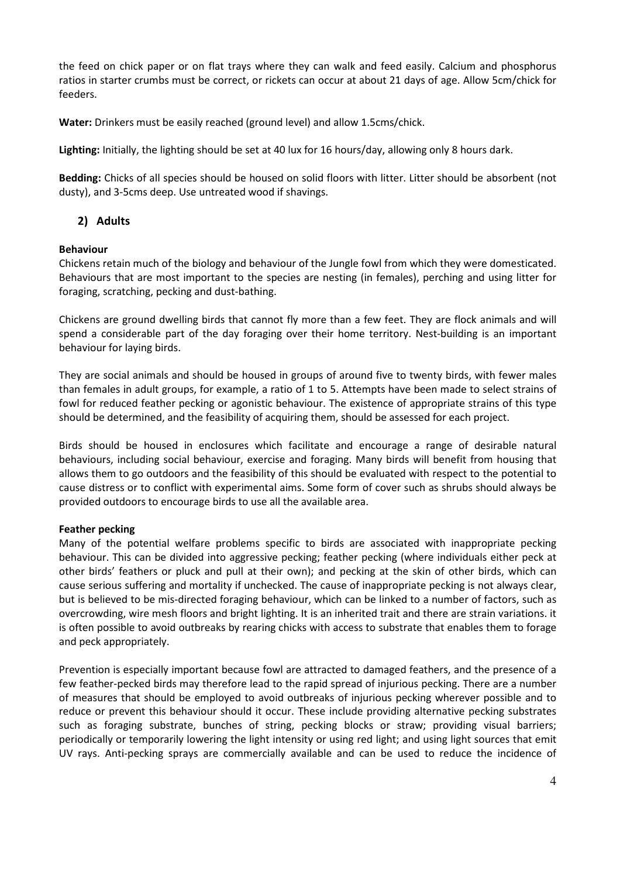the feed on chick paper or on flat trays where they can walk and feed easily. Calcium and phosphorus ratios in starter crumbs must be correct, or rickets can occur at about 21 days of age. Allow 5cm/chick for feeders.

**Water:** Drinkers must be easily reached (ground level) and allow 1.5cms/chick.

**Lighting:** Initially, the lighting should be set at 40 lux for 16 hours/day, allowing only 8 hours dark.

**Bedding:** Chicks of all species should be housed on solid floors with litter. Litter should be absorbent (not dusty), and 3-5cms deep. Use untreated wood if shavings.

## 2) Adults

**Behaviour**

Chickens retain much of the biology and behaviour of the Jungle fowl from which they were domesticated. Behaviours that are most important to the species are nesting (in females), perching and using litter for foraging, scratching, pecking and dust-bathing.

Chickens are ground dwelling birds that cannot fly more than a few feet. They are flock animals and will spend a considerable part of the day foraging over their home territory. Nest-building is an important behaviour for laying birds.

They are social animals and should be housed in groups of around five to twenty birds, with fewer males than females in adult groups, for example, a ratio of 1 to 5. Attempts have been made to select strains of fowl for reduced feather pecking or agonistic behaviour. The existence of appropriate strains of this type should be determined, and the feasibility of acquiring them, should be assessed for each project.

Birds should be housed in enclosures which facilitate and encourage a range of desirable natural behaviours, including social behaviour, exercise and foraging. Many birds will benefit from housing that allows them to go outdoors and the feasibility of this should be evaluated with respect to the potential to cause distress or to conflict with experimental aims. Some form of cover such as shrubs should always be provided outdoors to encourage birds to use all the available area.

**Feather pecking**

Many of the potential welfare problems specific to birds are associated with inappropriate pecking behaviour. This can be divided into aggressive pecking; feather pecking (where individuals either peck at other birds' feathers or pluck and pull at their own); and pecking at the skin of other birds, which can cause serious suffering and mortality if unchecked. The cause of inappropriate pecking is not always clear, but is believed to be mis-directed foraging behaviour, which can be linked to a number of factors, such as overcrowding, wire mesh floors and bright lighting. It is an inherited trait and there are strain variations. it is often possible to avoid outbreaks by rearing chicks with access to substrate that enables them to forage and peck appropriately.

Prevention is especially important because fowl are attracted to damaged feathers, and the presence of a few feather-pecked birds may therefore lead to the rapid spread of injurious pecking. There are a number of measures that should be employed to avoid outbreaks of injurious pecking wherever possible and to reduce or prevent this behaviour should it occur. These include providing alternative pecking substrates such as foraging substrate, bunches of string, pecking blocks or straw; providing visual barriers; periodically or temporarily lowering the light intensity or using red light; and using light sources that emit UV rays. Anti-pecking sprays are commercially available and can be used to reduce the incidence of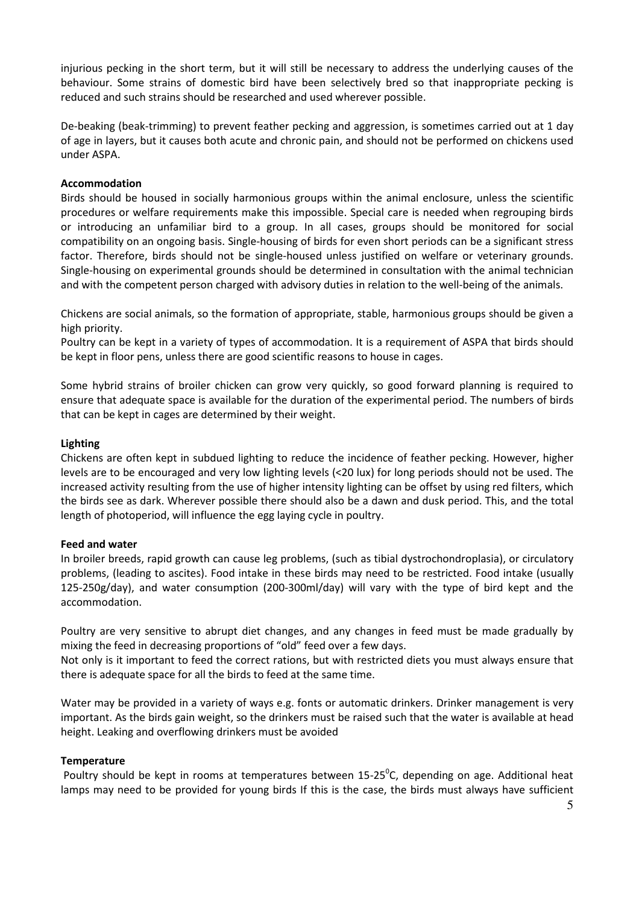injurious pecking in the short term, but it will still be necessary to address the underlying causes of the behaviour. Some strains of domestic bird have been selectively bred so that inappropriate pecking is reduced and such strains should be researched and used wherever possible.

De-beaking (beak-trimming) to prevent feather pecking and aggression, is sometimes carried out at 1 day of age in layers, but it causes both acute and chronic pain, and should not be performed on chickens used under ASPA.

**Accommodation**

Birds should be housed in socially harmonious groups within the animal enclosure, unless the scientific procedures or welfare requirements make this impossible. Special care is needed when regrouping birds or introducing an unfamiliar bird to a group. In all cases, groups should be monitored for social compatibility on an ongoing basis. Single-housing of birds for even short periods can be a significant stress factor. Therefore, birds should not be single-housed unless justified on welfare or veterinary grounds. Single-housing on experimental grounds should be determined in consultation with the animal technician and with the competent person charged with advisory duties in relation to the well-being of the animals.

Chickens are social animals, so the formation of appropriate, stable, harmonious groups should be given a high priority.

Poultry can be kept in a variety of types of accommodation. It is a requirement of ASPA that birds should be kept in floor pens, unless there are good scientific reasons to house in cages.

Some hybrid strains of broiler chicken can grow very quickly, so good forward planning is required to ensure that adequate space is available for the duration of the experimental period. The numbers of birds that can be kept in cages are determined by their weight.

**Lighting**

Chickens are often kept in subdued lighting to reduce the incidence of feather pecking. However, higher levels are to be encouraged and very low lighting levels (<20 lux) for long periods should not be used. The increased activity resulting from the use of higher intensity lighting can be offset by using red filters, which the birds see as dark. Wherever possible there should also be a dawn and dusk period. This, and the total length of photoperiod, will influence the egg laying cycle in poultry.

**Feed and water**

In broiler breeds, rapid growth can cause leg problems, (such as tibial dystrochondroplasia), or circulatory problems, (leading to ascites). Food intake in these birds may need to be restricted. Food intake (usually 125-250g/day), and water consumption (200-300ml/day) will vary with the type of bird kept and the accommodation.

Poultry are very sensitive to abrupt diet changes, and any changes in feed must be made gradually by mixing the feed in decreasing proportions of "old" feed over a few days.

Not only is it important to feed the correct rations, but with restricted diets you must always ensure that there is adequate space for all the birds to feed at the same time.

Water may be provided in a variety of ways e.g. fonts or automatic drinkers. Drinker management is very important. As the birds gain weight, so the drinkers must be raised such that the water is available at head height. Leaking and overflowing drinkers must be avoided

**Temperature**

Poultry should be kept in rooms at temperatures between 15-25$^{0}$C, depending on age. Additional heat lamps may need to be provided for young birds If this is the case, the birds must always have sufficient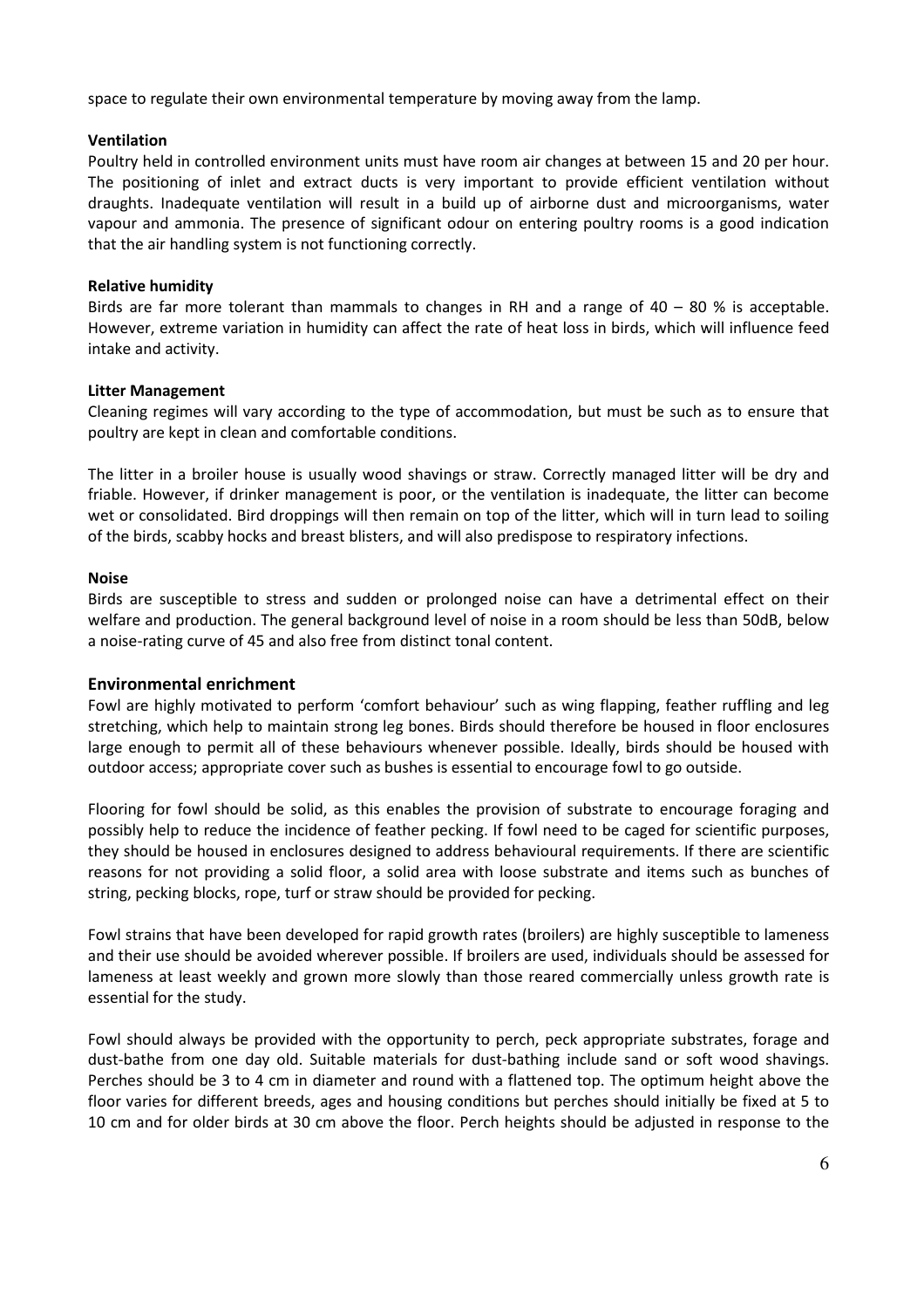space to regulate their own environmental temperature by moving away from the lamp.

**Ventilation**

Poultry held in controlled environment units must have room air changes at between 15 and 20 per hour. The positioning of inlet and extract ducts is very important to provide efficient ventilation without draughts. Inadequate ventilation will result in a build up of airborne dust and microorganisms, water vapour and ammonia. The presence of significant odour on entering poultry rooms is a good indication that the air handling system is not functioning correctly.

**Relative humidity**

Birds are far more tolerant than mammals to changes in RH and a range of 40 – 80 % is acceptable. However, extreme variation in humidity can affect the rate of heat loss in birds, which will influence feed intake and activity.

**Litter Management**

Cleaning regimes will vary according to the type of accommodation, but must be such as to ensure that poultry are kept in clean and comfortable conditions.

The litter in a broiler house is usually wood shavings or straw. Correctly managed litter will be dry and friable. However, if drinker management is poor, or the ventilation is inadequate, the litter can become wet or consolidated. Bird droppings will then remain on top of the litter, which will in turn lead to soiling of the birds, scabby hocks and breast blisters, and will also predispose to respiratory infections.

**Noise**

Birds are susceptible to stress and sudden or prolonged noise can have a detrimental effect on their welfare and production. The general background level of noise in a room should be less than 50dB, below a noise-rating curve of 45 and also free from distinct tonal content.

## Environmental enrichment

Fowl are highly motivated to perform 'comfort behaviour' such as wing flapping, feather ruffling and leg stretching, which help to maintain strong leg bones. Birds should therefore be housed in floor enclosures large enough to permit all of these behaviours whenever possible. Ideally, birds should be housed with outdoor access; appropriate cover such as bushes is essential to encourage fowl to go outside.

Flooring for fowl should be solid, as this enables the provision of substrate to encourage foraging and possibly help to reduce the incidence of feather pecking. If fowl need to be caged for scientific purposes, they should be housed in enclosures designed to address behavioural requirements. If there are scientific reasons for not providing a solid floor, a solid area with loose substrate and items such as bunches of string, pecking blocks, rope, turf or straw should be provided for pecking.

Fowl strains that have been developed for rapid growth rates (broilers) are highly susceptible to lameness and their use should be avoided wherever possible. If broilers are used, individuals should be assessed for lameness at least weekly and grown more slowly than those reared commercially unless growth rate is essential for the study.

Fowl should always be provided with the opportunity to perch, peck appropriate substrates, forage and dust-bathe from one day old. Suitable materials for dust-bathing include sand or soft wood shavings. Perches should be 3 to 4 cm in diameter and round with a flattened top. The optimum height above the floor varies for different breeds, ages and housing conditions but perches should initially be fixed at 5 to 10 cm and for older birds at 30 cm above the floor. Perch heights should be adjusted in response to the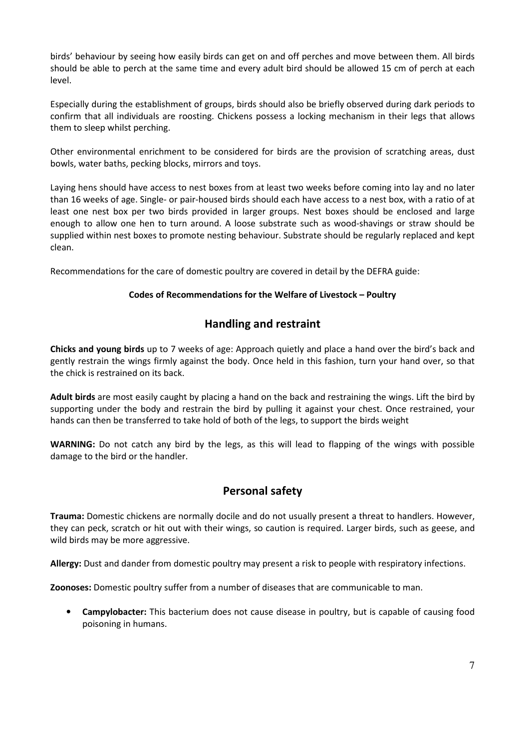birds' behaviour by seeing how easily birds can get on and off perches and move between them. All birds should be able to perch at the same time and every adult bird should be allowed 15 cm of perch at each level.

Especially during the establishment of groups, birds should also be briefly observed during dark periods to confirm that all individuals are roosting. Chickens possess a locking mechanism in their legs that allows them to sleep whilst perching.

Other environmental enrichment to be considered for birds are the provision of scratching areas, dust bowls, water baths, pecking blocks, mirrors and toys.

Laying hens should have access to nest boxes from at least two weeks before coming into lay and no later than 16 weeks of age. Single- or pair-housed birds should each have access to a nest box, with a ratio of at least one nest box per two birds provided in larger groups. Nest boxes should be enclosed and large enough to allow one hen to turn around. A loose substrate such as wood-shavings or straw should be supplied within nest boxes to promote nesting behaviour. Substrate should be regularly replaced and kept clean.

Recommendations for the care of domestic poultry are covered in detail by the DEFRA guide:

**Codes of Recommendations for the Welfare of Livestock – Poultry**

## Handling and restraint

**Chicks and young birds** up to 7 weeks of age: Approach quietly and place a hand over the bird's back and gently restrain the wings firmly against the body. Once held in this fashion, turn your hand over, so that the chick is restrained on its back.

**Adult birds** are most easily caught by placing a hand on the back and restraining the wings. Lift the bird by supporting under the body and restrain the bird by pulling it against your chest. Once restrained, your hands can then be transferred to take hold of both of the legs, to support the birds weight

**WARNING:** Do not catch any bird by the legs, as this will lead to flapping of the wings with possible damage to the bird or the handler.

## Personal safety

**Trauma:** Domestic chickens are normally docile and do not usually present a threat to handlers. However, they can peck, scratch or hit out with their wings, so caution is required. Larger birds, such as geese, and wild birds may be more aggressive.

**Allergy:** Dust and dander from domestic poultry may present a risk to people with respiratory infections.

**Zoonoses:** Domestic poultry suffer from a number of diseases that are communicable to man.

- **Campylobacter:** This bacterium does not cause disease in poultry, but is capable of causing food poisoning in humans.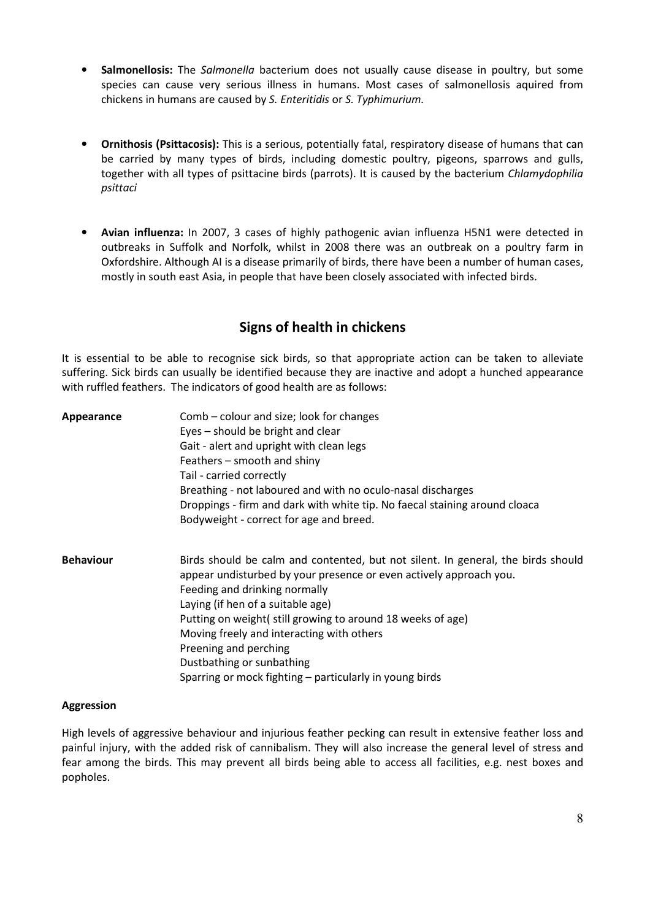- **Salmonellosis:** The *Salmonella* bacterium does not usually cause disease in poultry, but some species can cause very serious illness in humans. Most cases of salmonellosis aquired from chickens in humans are caused by *S. Enteritidis* or *S. Typhimurium.*

- **Ornithosis (Psittacosis):** This is a serious, potentially fatal, respiratory disease of humans that can be carried by many types of birds, including domestic poultry, pigeons, sparrows and gulls, together with all types of psittacine birds (parrots). It is caused by the bacterium *Chlamydophilia psittaci*

- **Avian influenza:** In 2007, 3 cases of highly pathogenic avian influenza H5N1 were detected in outbreaks in Suffolk and Norfolk, whilst in 2008 there was an outbreak on a poultry farm in Oxfordshire. Although AI is a disease primarily of birds, there have been a number of human cases, mostly in south east Asia, in people that have been closely associated with infected birds.

## Signs of health in chickens

It is essential to be able to recognise sick birds, so that appropriate action can be taken to alleviate suffering. Sick birds can usually be identified because they are inactive and adopt a hunched appearance with ruffled feathers. The indicators of good health are as follows:

**Appearance**

Comb – colour and size; look for changes
Eyes – should be bright and clear
Gait - alert and upright with clean legs
Feathers – smooth and shiny
Tail - carried correctly
Breathing - not laboured and with no oculo-nasal discharges
Droppings - firm and dark with white tip. No faecal staining around cloaca
Bodyweight - correct for age and breed.

**Behaviour**

Birds should be calm and contented, but not silent. In general, the birds should appear undisturbed by your presence or even actively approach you.
Feeding and drinking normally
Laying (if hen of a suitable age)
Putting on weight( still growing to around 18 weeks of age)
Moving freely and interacting with others
Preening and perching
Dustbathing or sunbathing
Sparring or mock fighting – particularly in young birds

**Aggression**

High levels of aggressive behaviour and injurious feather pecking can result in extensive feather loss and painful injury, with the added risk of cannibalism. They will also increase the general level of stress and fear among the birds. This may prevent all birds being able to access all facilities, e.g. nest boxes and popholes.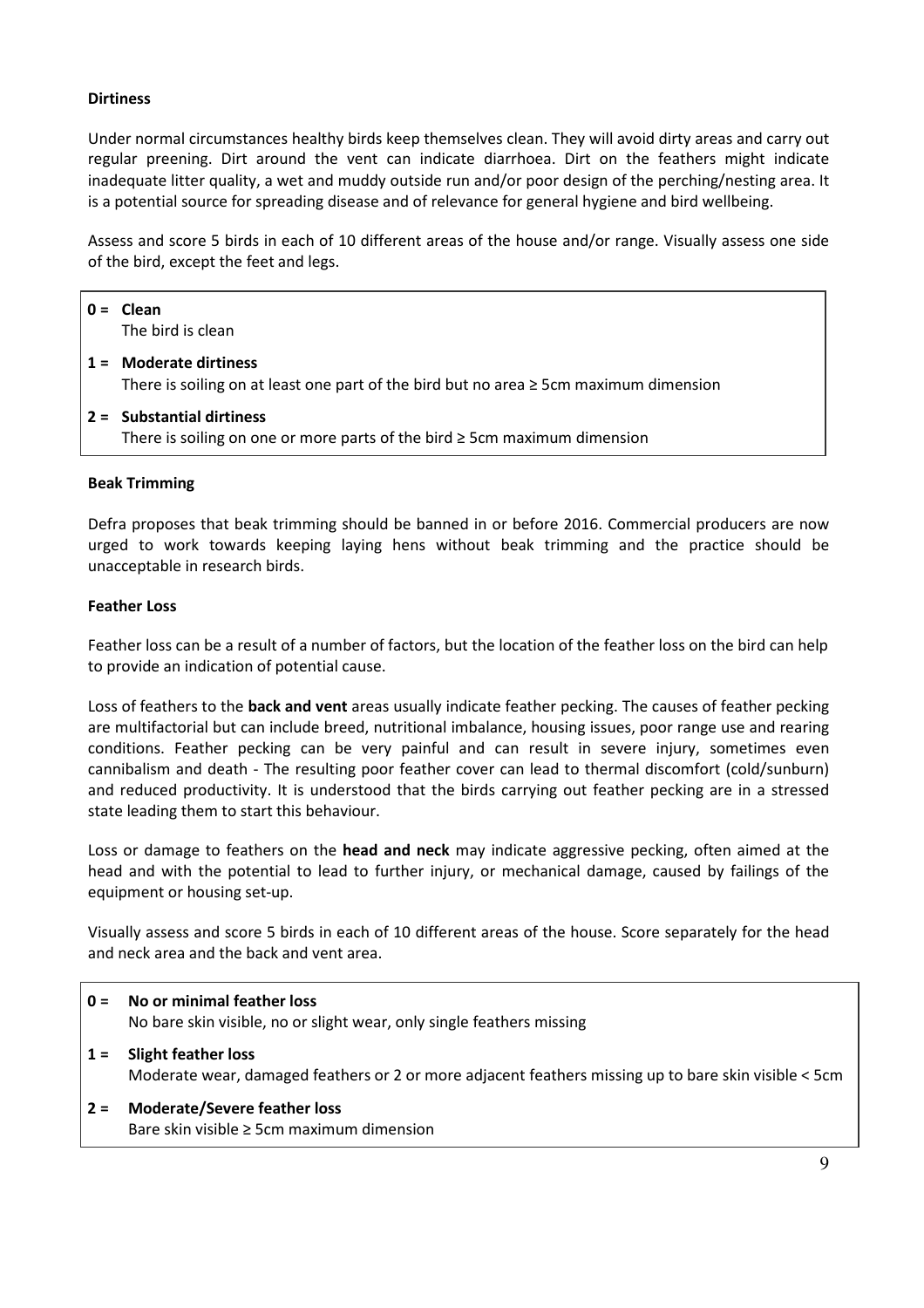### Dirtiness

Under normal circumstances healthy birds keep themselves clean. They will avoid dirty areas and carry out regular preening. Dirt around the vent can indicate diarrhoea. Dirt on the feathers might indicate inadequate litter quality, a wet and muddy outside run and/or poor design of the perching/nesting area. It is a potential source for spreading disease and of relevance for general hygiene and bird wellbeing.

Assess and score 5 birds in each of 10 different areas of the house and/or range. Visually assess one side of the bird, except the feet and legs.

**0 = Clean**
The bird is clean

**1 = Moderate dirtiness**
There is soiling on at least one part of the bird but no area ≥ 5cm maximum dimension

**2 = Substantial dirtiness**
There is soiling on one or more parts of the bird ≥ 5cm maximum dimension

### Beak Trimming

Defra proposes that beak trimming should be banned in or before 2016. Commercial producers are now urged to work towards keeping laying hens without beak trimming and the practice should be unacceptable in research birds.

### Feather Loss

Feather loss can be a result of a number of factors, but the location of the feather loss on the bird can help to provide an indication of potential cause.

Loss of feathers to the **back and vent** areas usually indicate feather pecking. The causes of feather pecking are multifactorial but can include breed, nutritional imbalance, housing issues, poor range use and rearing conditions. Feather pecking can be very painful and can result in severe injury, sometimes even cannibalism and death - The resulting poor feather cover can lead to thermal discomfort (cold/sunburn) and reduced productivity. It is understood that the birds carrying out feather pecking are in a stressed state leading them to start this behaviour.

Loss or damage to feathers on the **head and neck** may indicate aggressive pecking, often aimed at the head and with the potential to lead to further injury, or mechanical damage, caused by failings of the equipment or housing set-up.

Visually assess and score 5 birds in each of 10 different areas of the house. Score separately for the head and neck area and the back and vent area.

**0 = No or minimal feather loss**
No bare skin visible, no or slight wear, only single feathers missing

**1 = Slight feather loss**
Moderate wear, damaged feathers or 2 or more adjacent feathers missing up to bare skin visible < 5cm

**2 = Moderate/Severe feather loss**
Bare skin visible ≥ 5cm maximum dimension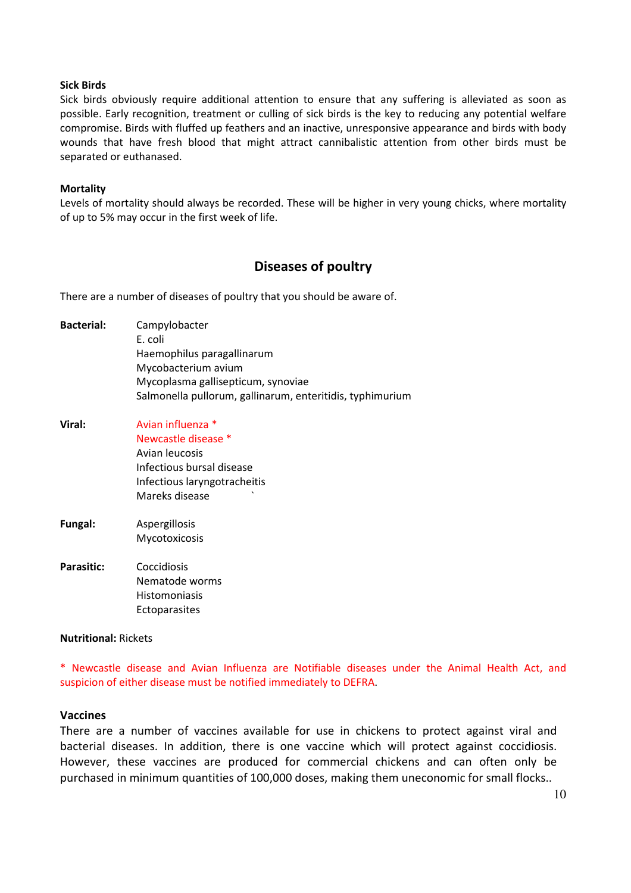**Sick Birds**

Sick birds obviously require additional attention to ensure that any suffering is alleviated as soon as possible. Early recognition, treatment or culling of sick birds is the key to reducing any potential welfare compromise. Birds with fluffed up feathers and an inactive, unresponsive appearance and birds with body wounds that have fresh blood that might attract cannibalistic attention from other birds must be separated or euthanased.

**Mortality**

Levels of mortality should always be recorded. These will be higher in very young chicks, where mortality of up to 5% may occur in the first week of life.

## Diseases of poultry

There are a number of diseases of poultry that you should be aware of.

**Bacterial:**
- Campylobacter
- E. coli
- Haemophilus paragallinarum
- Mycobacterium avium
- Mycoplasma gallisepticum, synoviae
- Salmonella pullorum, gallinarum, enteritidis, typhimurium

**Viral:**
- Avian influenza *
- Newcastle disease *
- Avian leucosis
- Infectious bursal disease
- Infectious laryngotracheitis
- Mareks disease

**Fungal:**
- Aspergillosis
- Mycotoxicosis

**Parasitic:**
- Coccidiosis
- Nematode worms
- Histomoniasis
- Ectoparasites

**Nutritional:** Rickets

* Newcastle disease and Avian Influenza are Notifiable diseases under the Animal Health Act, and suspicion of either disease must be notified immediately to DEFRA.

### Vaccines

There are a number of vaccines available for use in chickens to protect against viral and bacterial diseases. In addition, there is one vaccine which will protect against coccidiosis. However, these vaccines are produced for commercial chickens and can often only be purchased in minimum quantities of 100,000 doses, making them uneconomic for small flocks..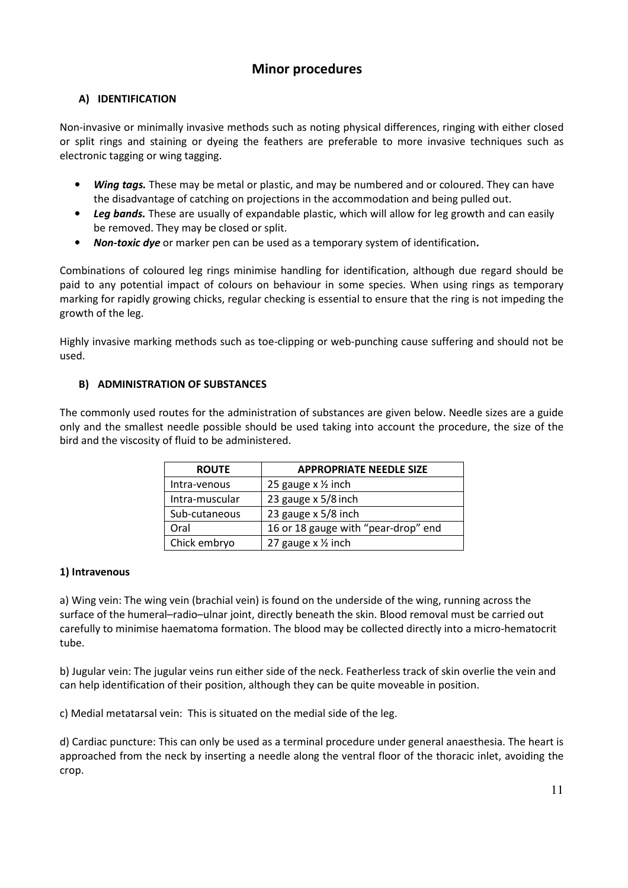# Minor procedures

## A) IDENTIFICATION

Non-invasive or minimally invasive methods such as noting physical differences, ringing with either closed or split rings and staining or dyeing the feathers are preferable to more invasive techniques such as electronic tagging or wing tagging.

- ***Wing tags.*** These may be metal or plastic, and may be numbered and or coloured. They can have the disadvantage of catching on projections in the accommodation and being pulled out.
- ***Leg bands.*** These are usually of expandable plastic, which will allow for leg growth and can easily be removed. They may be closed or split.
- ***Non-toxic dye*** or marker pen can be used as a temporary system of identification**.**

Combinations of coloured leg rings minimise handling for identification, although due regard should be paid to any potential impact of colours on behaviour in some species. When using rings as temporary marking for rapidly growing chicks, regular checking is essential to ensure that the ring is not impeding the growth of the leg.

Highly invasive marking methods such as toe-clipping or web-punching cause suffering and should not be used.

## B) ADMINISTRATION OF SUBSTANCES

The commonly used routes for the administration of substances are given below. Needle sizes are a guide only and the smallest needle possible should be used taking into account the procedure, the size of the bird and the viscosity of fluid to be administered.

| ROUTE | APPROPRIATE NEEDLE SIZE |
|---|---|
| Intra-venous | 25 gauge x ½ inch |
| Intra-muscular | 23 gauge x 5/8 inch |
| Sub-cutaneous | 23 gauge x 5/8 inch |
| Oral | 16 or 18 gauge with "pear-drop" end |
| Chick embryo | 27 gauge x ½ inch |

### 1) Intravenous

a) Wing vein: The wing vein (brachial vein) is found on the underside of the wing, running across the surface of the humeral–radio–ulnar joint, directly beneath the skin. Blood removal must be carried out carefully to minimise haematoma formation. The blood may be collected directly into a micro-hematocrit tube.

b) Jugular vein: The jugular veins run either side of the neck. Featherless track of skin overlie the vein and can help identification of their position, although they can be quite moveable in position.

c) Medial metatarsal vein: This is situated on the medial side of the leg.

d) Cardiac puncture: This can only be used as a terminal procedure under general anaesthesia. The heart is approached from the neck by inserting a needle along the ventral floor of the thoracic inlet, avoiding the crop.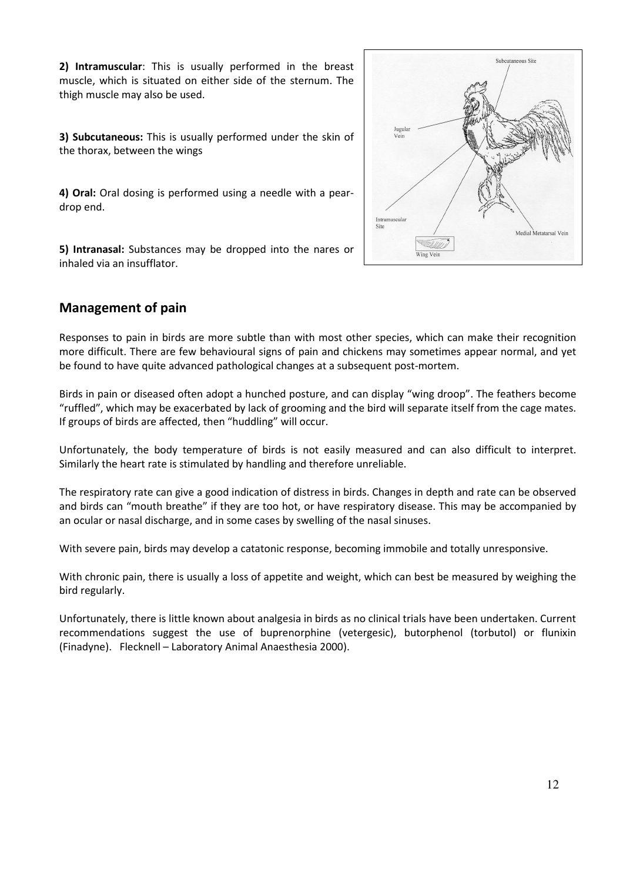**2) Intramuscular**: This is usually performed in the breast muscle, which is situated on either side of the sternum. The thigh muscle may also be used.

**3) Subcutaneous:** This is usually performed under the skin of the thorax, between the wings

**4) Oral:** Oral dosing is performed using a needle with a pear-drop end.

**5) Intranasal:** Substances may be dropped into the nares or inhaled via an insufflator.

## Management of pain

Responses to pain in birds are more subtle than with most other species, which can make their recognition more difficult. There are few behavioural signs of pain and chickens may sometimes appear normal, and yet be found to have quite advanced pathological changes at a subsequent post-mortem.

Birds in pain or diseased often adopt a hunched posture, and can display "wing droop". The feathers become "ruffled", which may be exacerbated by lack of grooming and the bird will separate itself from the cage mates. If groups of birds are affected, then "huddling" will occur.

Unfortunately, the body temperature of birds is not easily measured and can also difficult to interpret. Similarly the heart rate is stimulated by handling and therefore unreliable.

The respiratory rate can give a good indication of distress in birds. Changes in depth and rate can be observed and birds can "mouth breathe" if they are too hot, or have respiratory disease. This may be accompanied by an ocular or nasal discharge, and in some cases by swelling of the nasal sinuses.

With severe pain, birds may develop a catatonic response, becoming immobile and totally unresponsive.

With chronic pain, there is usually a loss of appetite and weight, which can best be measured by weighing the bird regularly.

Unfortunately, there is little known about analgesia in birds as no clinical trials have been undertaken. Current recommendations suggest the use of buprenorphine (vetergesic), butorphenol (torbutol) or flunixin (Finadyne). Flecknell – Laboratory Animal Anaesthesia 2000).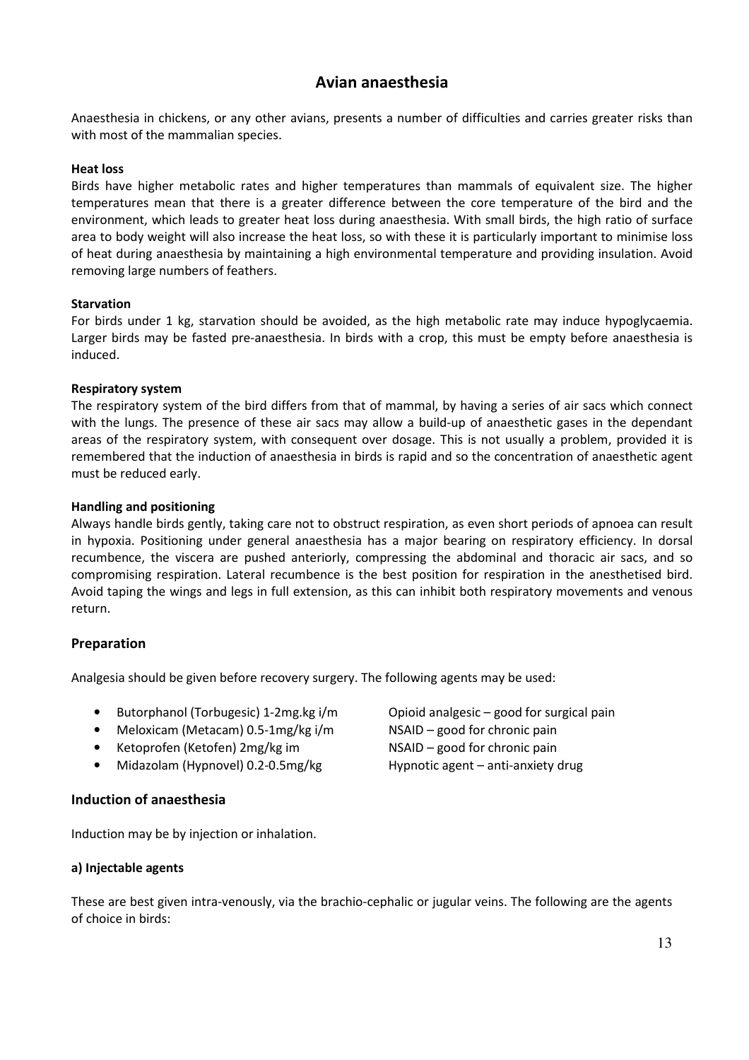# Avian anaesthesia

Anaesthesia in chickens, or any other avians, presents a number of difficulties and carries greater risks than with most of the mammalian species.

**Heat loss**

Birds have higher metabolic rates and higher temperatures than mammals of equivalent size. The higher temperatures mean that there is a greater difference between the core temperature of the bird and the environment, which leads to greater heat loss during anaesthesia. With small birds, the high ratio of surface area to body weight will also increase the heat loss, so with these it is particularly important to minimise loss of heat during anaesthesia by maintaining a high environmental temperature and providing insulation. Avoid removing large numbers of feathers.

**Starvation**

For birds under 1 kg, starvation should be avoided, as the high metabolic rate may induce hypoglycaemia. Larger birds may be fasted pre-anaesthesia. In birds with a crop, this must be empty before anaesthesia is induced.

**Respiratory system**

The respiratory system of the bird differs from that of mammal, by having a series of air sacs which connect with the lungs. The presence of these air sacs may allow a build-up of anaesthetic gases in the dependant areas of the respiratory system, with consequent over dosage. This is not usually a problem, provided it is remembered that the induction of anaesthesia in birds is rapid and so the concentration of anaesthetic agent must be reduced early.

**Handling and positioning**

Always handle birds gently, taking care not to obstruct respiration, as even short periods of apnoea can result in hypoxia. Positioning under general anaesthesia has a major bearing on respiratory efficiency. In dorsal recumbence, the viscera are pushed anteriorly, compressing the abdominal and thoracic air sacs, and so compromising respiration. Lateral recumbence is the best position for respiration in the anesthetised bird. Avoid taping the wings and legs in full extension, as this can inhibit both respiratory movements and venous return.

## Preparation

Analgesia should be given before recovery surgery. The following agents may be used:

- Butorphanol (Torbugesic) 1-2mg.kg i/m — Opioid analgesic – good for surgical pain
- Meloxicam (Metacam) 0.5-1mg/kg i/m — NSAID – good for chronic pain
- Ketoprofen (Ketofen) 2mg/kg im — NSAID – good for chronic pain
- Midazolam (Hypnovel) 0.2-0.5mg/kg — Hypnotic agent – anti-anxiety drug

## Induction of anaesthesia

Induction may be by injection or inhalation.

**a) Injectable agents**

These are best given intra-venously, via the brachio-cephalic or jugular veins. The following are the agents of choice in birds: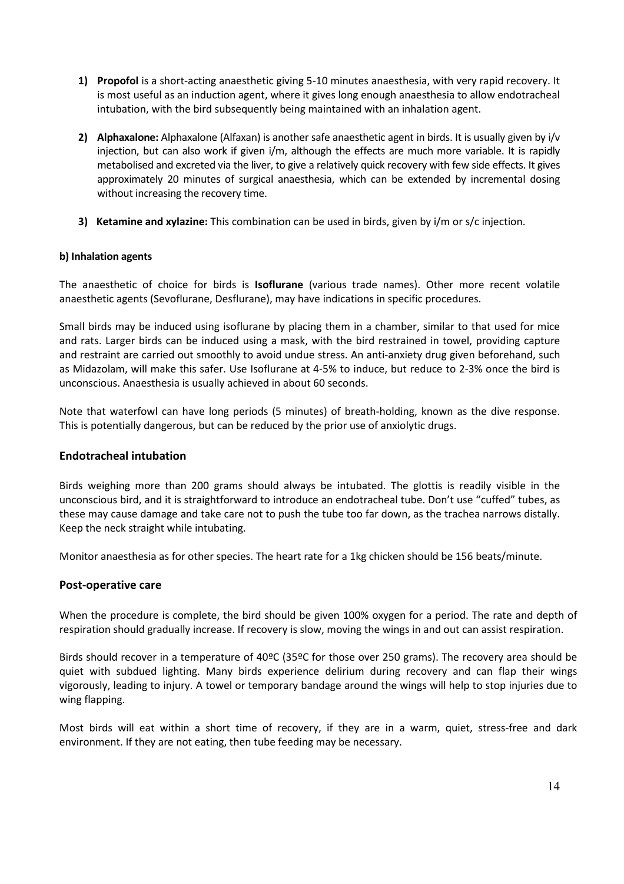1) **Propofol** is a short-acting anaesthetic giving 5-10 minutes anaesthesia, with very rapid recovery. It is most useful as an induction agent, where it gives long enough anaesthesia to allow endotracheal intubation, with the bird subsequently being maintained with an inhalation agent.

2) **Alphaxalone:** Alphaxalone (Alfaxan) is another safe anaesthetic agent in birds. It is usually given by i/v injection, but can also work if given i/m, although the effects are much more variable. It is rapidly metabolised and excreted via the liver, to give a relatively quick recovery with few side effects. It gives approximately 20 minutes of surgical anaesthesia, which can be extended by incremental dosing without increasing the recovery time.

3) **Ketamine and xylazine:** This combination can be used in birds, given by i/m or s/c injection.

#### b) Inhalation agents

The anaesthetic of choice for birds is **Isoflurane** (various trade names). Other more recent volatile anaesthetic agents (Sevoflurane, Desflurane), may have indications in specific procedures.

Small birds may be induced using isoflurane by placing them in a chamber, similar to that used for mice and rats. Larger birds can be induced using a mask, with the bird restrained in towel, providing capture and restraint are carried out smoothly to avoid undue stress. An anti-anxiety drug given beforehand, such as Midazolam, will make this safer. Use Isoflurane at 4-5% to induce, but reduce to 2-3% once the bird is unconscious. Anaesthesia is usually achieved in about 60 seconds.

Note that waterfowl can have long periods (5 minutes) of breath-holding, known as the dive response. This is potentially dangerous, but can be reduced by the prior use of anxiolytic drugs.

### Endotracheal intubation

Birds weighing more than 200 grams should always be intubated. The glottis is readily visible in the unconscious bird, and it is straightforward to introduce an endotracheal tube. Don't use "cuffed" tubes, as these may cause damage and take care not to push the tube too far down, as the trachea narrows distally. Keep the neck straight while intubating.

Monitor anaesthesia as for other species. The heart rate for a 1kg chicken should be 156 beats/minute.

### Post-operative care

When the procedure is complete, the bird should be given 100% oxygen for a period. The rate and depth of respiration should gradually increase. If recovery is slow, moving the wings in and out can assist respiration.

Birds should recover in a temperature of 40ºC (35ºC for those over 250 grams). The recovery area should be quiet with subdued lighting. Many birds experience delirium during recovery and can flap their wings vigorously, leading to injury. A towel or temporary bandage around the wings will help to stop injuries due to wing flapping.

Most birds will eat within a short time of recovery, if they are in a warm, quiet, stress-free and dark environment. If they are not eating, then tube feeding may be necessary.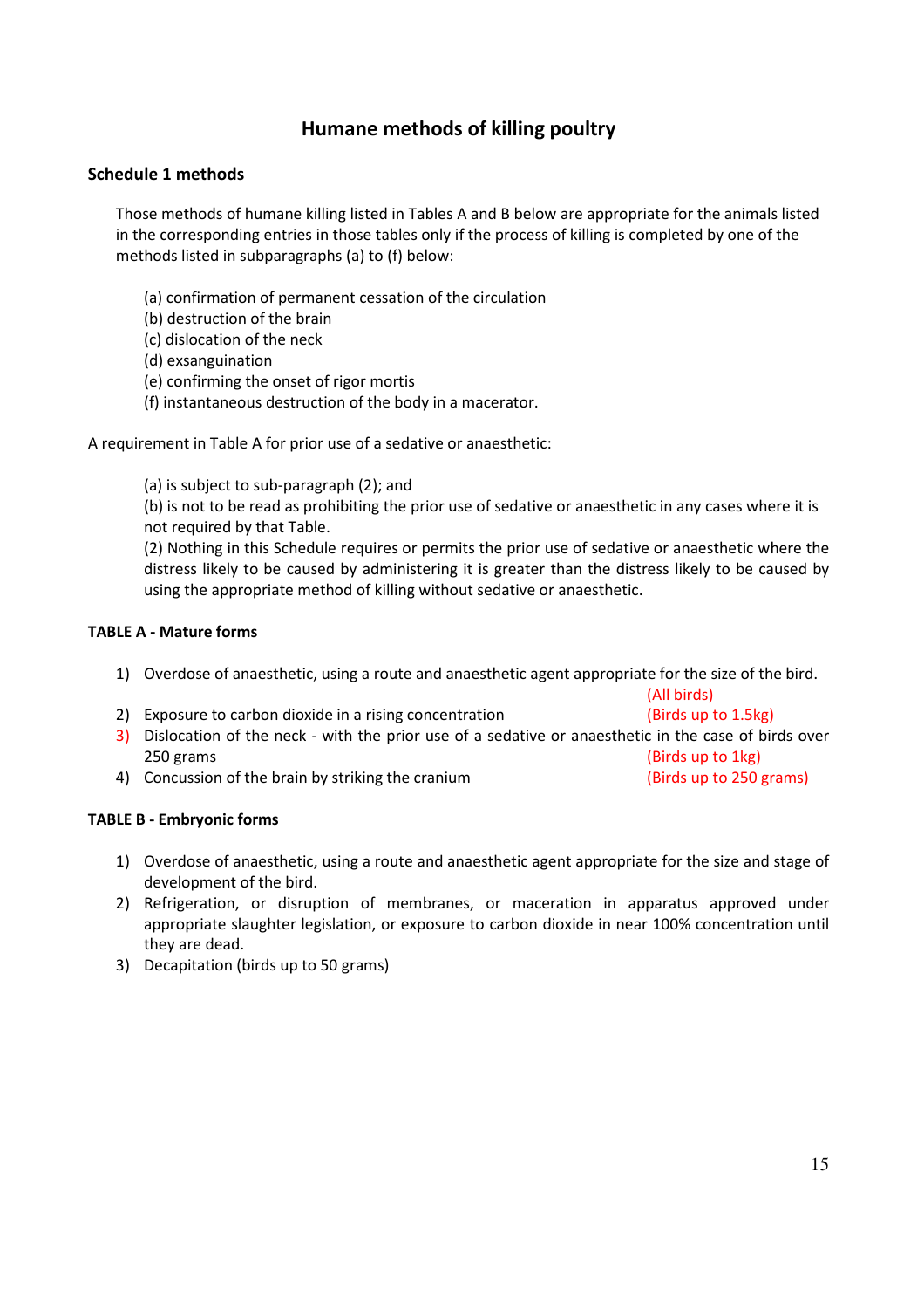# Humane methods of killing poultry

## Schedule 1 methods

Those methods of humane killing listed in Tables A and B below are appropriate for the animals listed in the corresponding entries in those tables only if the process of killing is completed by one of the methods listed in subparagraphs (a) to (f) below:

(a) confirmation of permanent cessation of the circulation
(b) destruction of the brain
(c) dislocation of the neck
(d) exsanguination
(e) confirming the onset of rigor mortis
(f) instantaneous destruction of the body in a macerator.

A requirement in Table A for prior use of a sedative or anaesthetic:

(a) is subject to sub-paragraph (2); and
(b) is not to be read as prohibiting the prior use of sedative or anaesthetic in any cases where it is not required by that Table.
(2) Nothing in this Schedule requires or permits the prior use of sedative or anaesthetic where the distress likely to be caused by administering it is greater than the distress likely to be caused by using the appropriate method of killing without sedative or anaesthetic.

### TABLE A - Mature forms

1) Overdose of anaesthetic, using a route and anaesthetic agent appropriate for the size of the bird. (All birds)
2) Exposure to carbon dioxide in a rising concentration (Birds up to 1.5kg)
3) Dislocation of the neck - with the prior use of a sedative or anaesthetic in the case of birds over 250 grams (Birds up to 1kg)
4) Concussion of the brain by striking the cranium (Birds up to 250 grams)

### TABLE B - Embryonic forms

1) Overdose of anaesthetic, using a route and anaesthetic agent appropriate for the size and stage of development of the bird.
2) Refrigeration, or disruption of membranes, or maceration in apparatus approved under appropriate slaughter legislation, or exposure to carbon dioxide in near 100% concentration until they are dead.
3) Decapitation (birds up to 50 grams)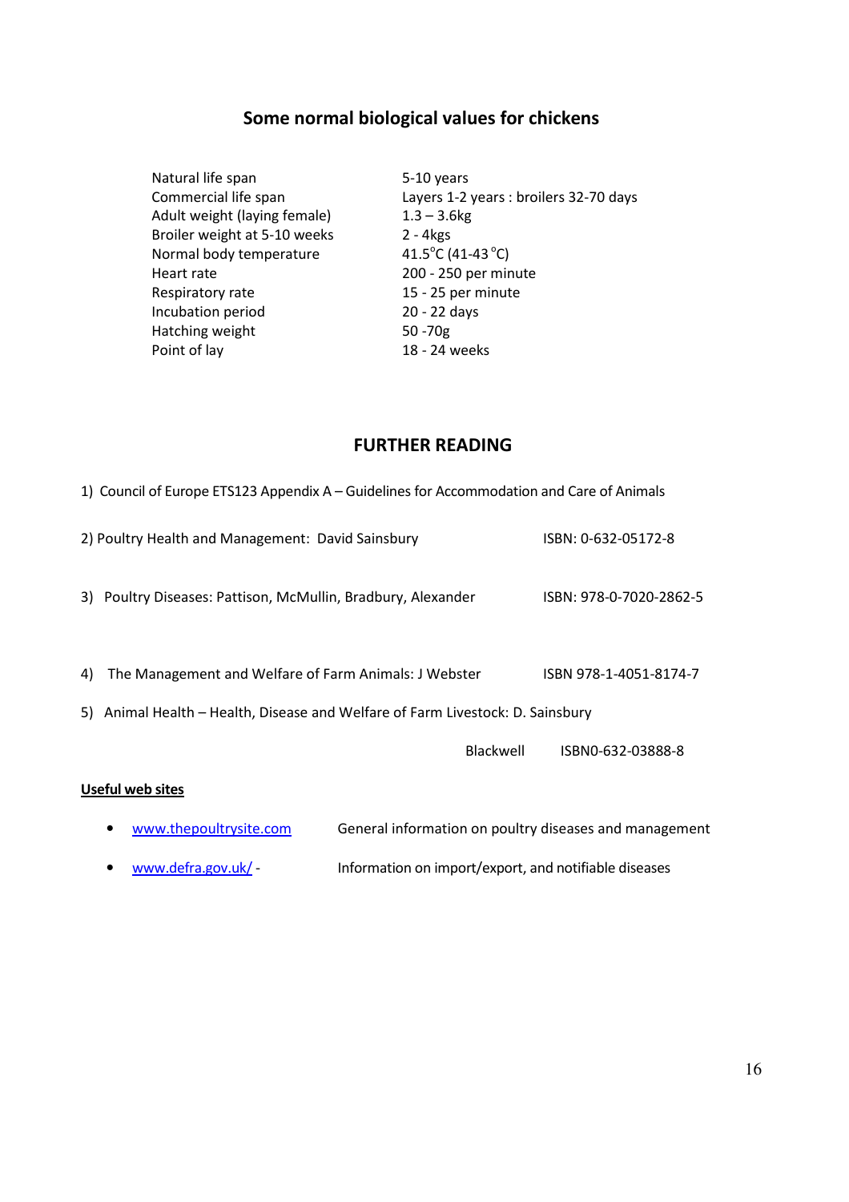## Some normal biological values for chickens

| | |
|---|---|
| Natural life span | 5-10 years |
| Commercial life span | Layers 1-2 years : broilers 32-70 days |
| Adult weight (laying female) | 1.3 – 3.6kg |
| Broiler weight at 5-10 weeks | 2 - 4kgs |
| Normal body temperature | 41.5°C (41-43 °C) |
| Heart rate | 200 - 250 per minute |
| Respiratory rate | 15 - 25 per minute |
| Incubation period | 20 - 22 days |
| Hatching weight | 50 -70g |
| Point of lay | 18 - 24 weeks |

## FURTHER READING

1) Council of Europe ETS123 Appendix A – Guidelines for Accommodation and Care of Animals

2) Poultry Health and Management: David Sainsbury ISBN: 0-632-05172-8

3) Poultry Diseases: Pattison, McMullin, Bradbury, Alexander ISBN: 978-0-7020-2862-5

4) The Management and Welfare of Farm Animals: J Webster ISBN 978-1-4051-8174-7

5) Animal Health – Health, Disease and Welfare of Farm Livestock: D. Sainsbury Blackwell ISBN0-632-03888-8

**Useful web sites**

- www.thepoultrysite.com General information on poultry diseases and management
- www.defra.gov.uk/ - Information on import/export, and notifiable diseases